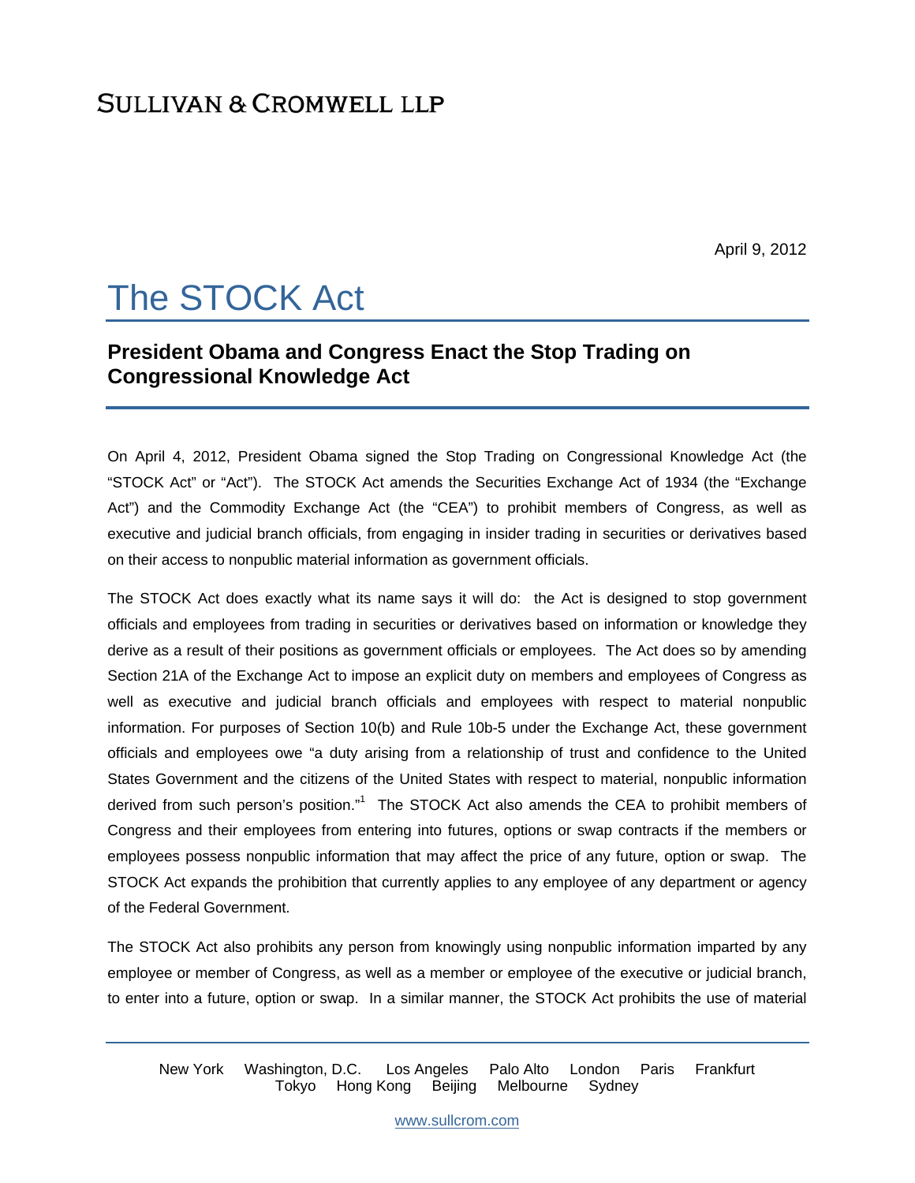SULLIVAN & CROMWELL LLP

April 9, 2012

# The STOCK Act

## President Obama and Congress Enact the Stop Trading on Congressional Knowledge Act

On April 4, 2012, President Obama signed the Stop Trading on Congressional Knowledge Act (the "STOCK Act" or "Act"). The STOCK Act amends the Securities Exchange Act of 1934 (the "Exchange Act") and the Commodity Exchange Act (the "CEA") to prohibit members of Congress, as well as executive and judicial branch officials, from engaging in insider trading in securities or derivatives based on their access to nonpublic material information as government officials.

The STOCK Act does exactly what its name says it will do: the Act is designed to stop government officials and employees from trading in securities or derivatives based on information or knowledge they derive as a result of their positions as government officials or employees. The Act does so by amending Section 21A of the Exchange Act to impose an explicit duty on members and employees of Congress as well as executive and judicial branch officials and employees with respect to material nonpublic information. For purposes of Section 10(b) and Rule 10b-5 under the Exchange Act, these government officials and employees owe "a duty arising from a relationship of trust and confidence to the United States Government and the citizens of the United States with respect to material, nonpublic information derived from such person's position."[1] The STOCK Act also amends the CEA to prohibit members of Congress and their employees from entering into futures, options or swap contracts if the members or employees possess nonpublic information that may affect the price of any future, option or swap. The STOCK Act expands the prohibition that currently applies to any employee of any department or agency of the Federal Government.

The STOCK Act also prohibits any person from knowingly using nonpublic information imparted by any employee or member of Congress, as well as a member or employee of the executive or judicial branch, to enter into a future, option or swap. In a similar manner, the STOCK Act prohibits the use of material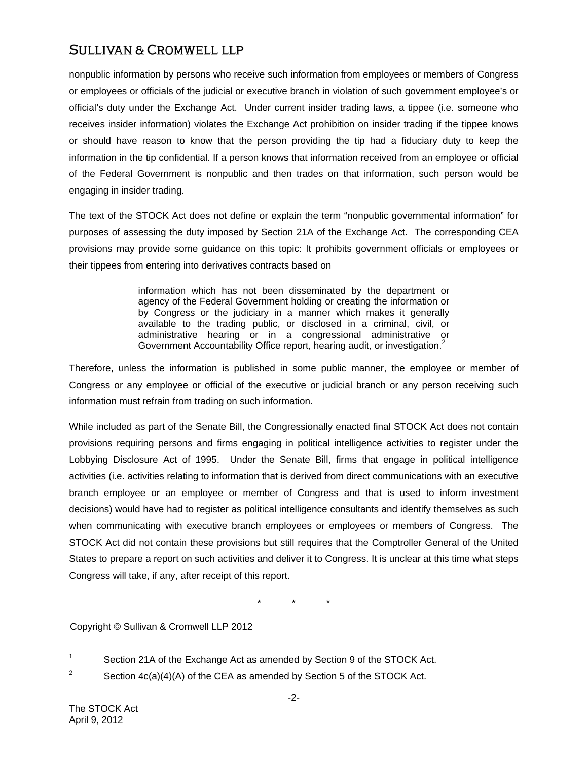nonpublic information by persons who receive such information from employees or members of Congress or employees or officials of the judicial or executive branch in violation of such government employee's or official's duty under the Exchange Act. Under current insider trading laws, a tippee (i.e. someone who receives insider information) violates the Exchange Act prohibition on insider trading if the tippee knows or should have reason to know that the person providing the tip had a fiduciary duty to keep the information in the tip confidential. If a person knows that information received from an employee or official of the Federal Government is nonpublic and then trades on that information, such person would be engaging in insider trading.

The text of the STOCK Act does not define or explain the term "nonpublic governmental information" for purposes of assessing the duty imposed by Section 21A of the Exchange Act. The corresponding CEA provisions may provide some guidance on this topic: It prohibits government officials or employees or their tippees from entering into derivatives contracts based on

> information which has not been disseminated by the department or agency of the Federal Government holding or creating the information or by Congress or the judiciary in a manner which makes it generally available to the trading public, or disclosed in a criminal, civil, or administrative hearing or in a congressional administrative or Government Accountability Office report, hearing audit, or investigation.[2]

Therefore, unless the information is published in some public manner, the employee or member of Congress or any employee or official of the executive or judicial branch or any person receiving such information must refrain from trading on such information.

While included as part of the Senate Bill, the Congressionally enacted final STOCK Act does not contain provisions requiring persons and firms engaging in political intelligence activities to register under the Lobbying Disclosure Act of 1995. Under the Senate Bill, firms that engage in political intelligence activities (i.e. activities relating to information that is derived from direct communications with an executive branch employee or an employee or member of Congress and that is used to inform investment decisions) would have had to register as political intelligence consultants and identify themselves as such when communicating with executive branch employees or employees or members of Congress. The STOCK Act did not contain these provisions but still requires that the Comptroller General of the United States to prepare a report on such activities and deliver it to Congress. It is unclear at this time what steps Congress will take, if any, after receipt of this report.

\* \* \*

Copyright © Sullivan & Cromwell LLP 2012

---

[1] Section 21A of the Exchange Act as amended by Section 9 of the STOCK Act.

[2] Section 4c(a)(4)(A) of the CEA as amended by Section 5 of the STOCK Act.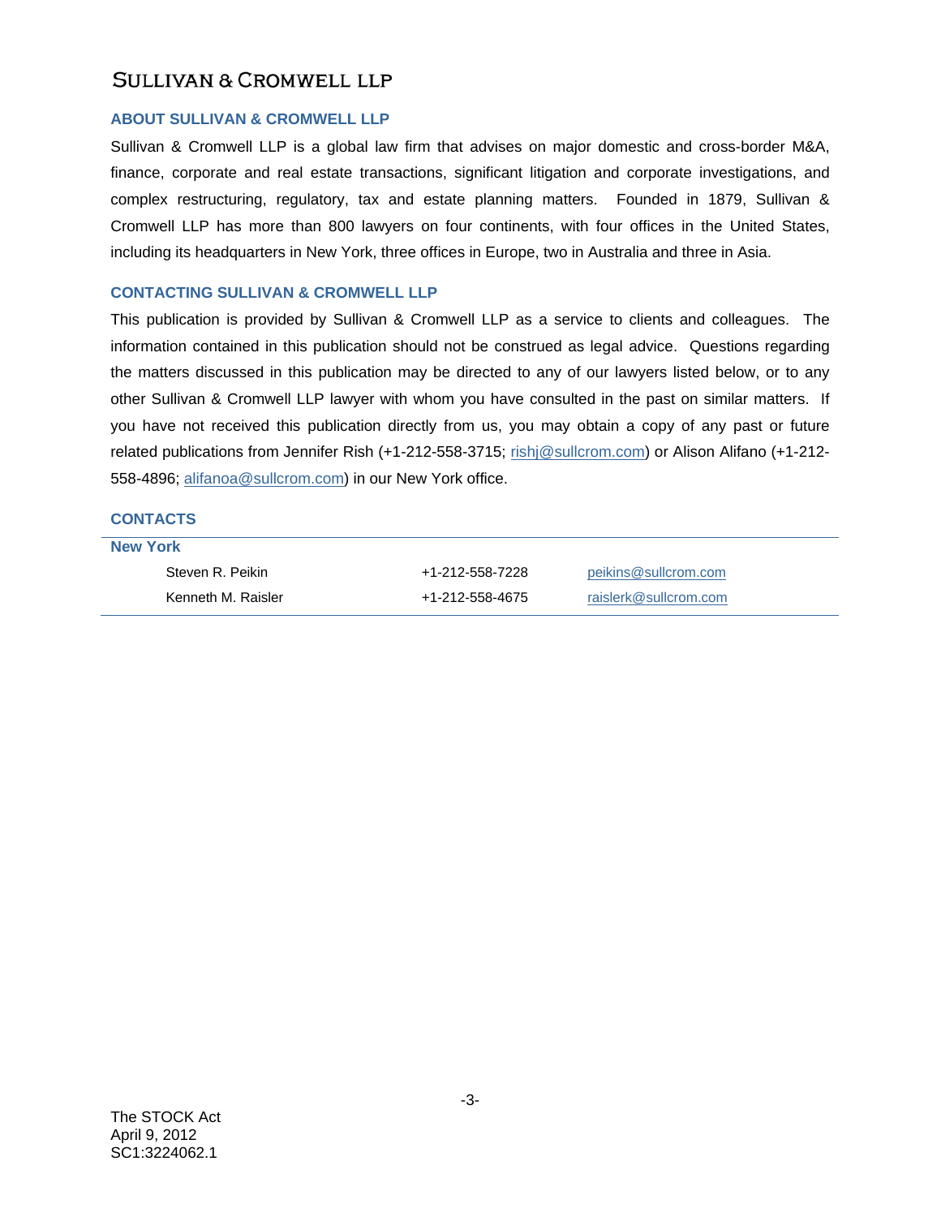SULLIVAN & CROMWELL LLP

## ABOUT SULLIVAN & CROMWELL LLP

Sullivan & Cromwell LLP is a global law firm that advises on major domestic and cross-border M&A, finance, corporate and real estate transactions, significant litigation and corporate investigations, and complex restructuring, regulatory, tax and estate planning matters. Founded in 1879, Sullivan & Cromwell LLP has more than 800 lawyers on four continents, with four offices in the United States, including its headquarters in New York, three offices in Europe, two in Australia and three in Asia.

## CONTACTING SULLIVAN & CROMWELL LLP

This publication is provided by Sullivan & Cromwell LLP as a service to clients and colleagues. The information contained in this publication should not be construed as legal advice. Questions regarding the matters discussed in this publication may be directed to any of our lawyers listed below, or to any other Sullivan & Cromwell LLP lawyer with whom you have consulted in the past on similar matters. If you have not received this publication directly from us, you may obtain a copy of any past or future related publications from Jennifer Rish (+1-212-558-3715; rishj@sullcrom.com) or Alison Alifano (+1-212-558-4896; alifanoa@sullcrom.com) in our New York office.

## CONTACTS

| New York | | |
|---|---|---|
| Steven R. Peikin | +1-212-558-7228 | peikins@sullcrom.com |
| Kenneth M. Raisler | +1-212-558-4675 | raislerk@sullcrom.com |

The STOCK Act
April 9, 2012
SC1:3224062.1